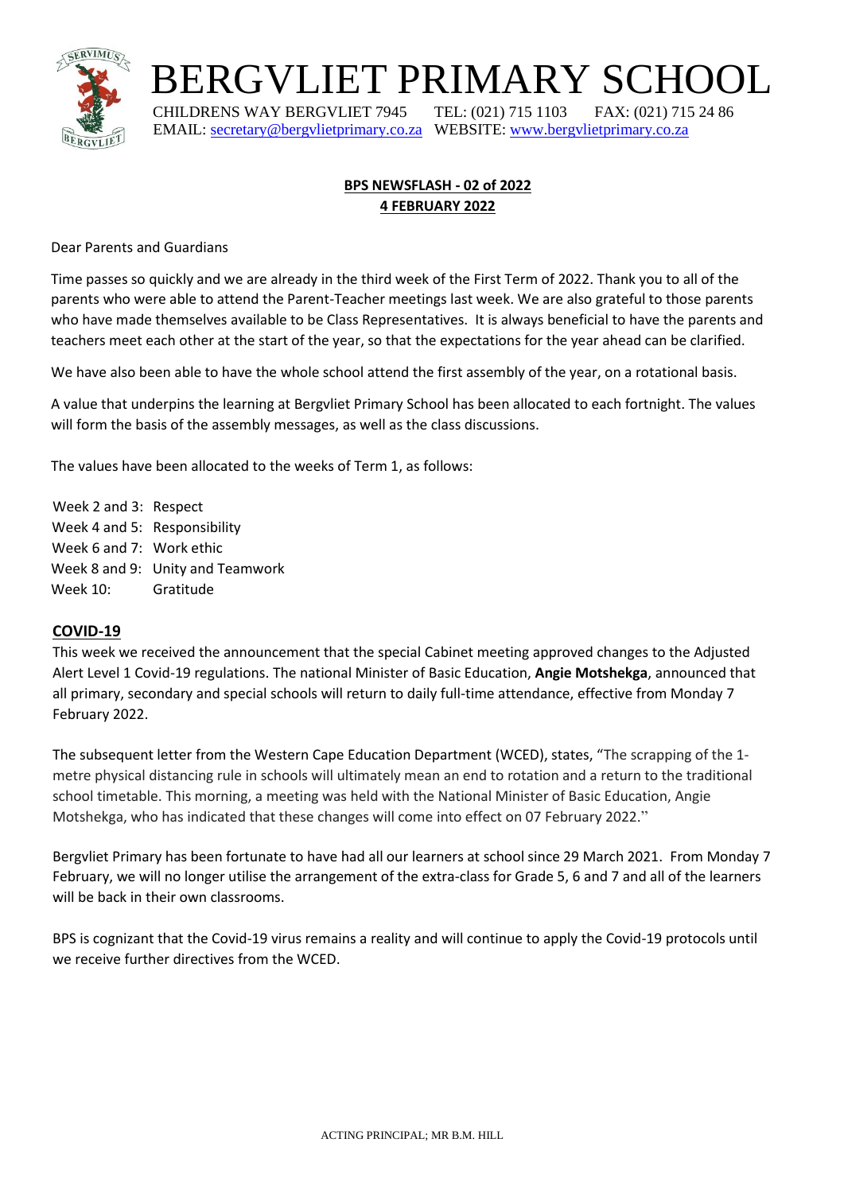# BERGVLIET PRIMARY SCHOOL

CHILDRENS WAY BERGVLIET 7945 TEL: (021) 715 1103 FAX: (021) 715 24 86
EMAIL: secretary@bergvlietprimary.co.za WEBSITE: www.bergvlietprimary.co.za

**BPS NEWSFLASH - 02 of 2022**
**4 FEBRUARY 2022**

Dear Parents and Guardians

Time passes so quickly and we are already in the third week of the First Term of 2022. Thank you to all of the parents who were able to attend the Parent-Teacher meetings last week. We are also grateful to those parents who have made themselves available to be Class Representatives. It is always beneficial to have the parents and teachers meet each other at the start of the year, so that the expectations for the year ahead can be clarified.

We have also been able to have the whole school attend the first assembly of the year, on a rotational basis.

A value that underpins the learning at Bergvliet Primary School has been allocated to each fortnight. The values will form the basis of the assembly messages, as well as the class discussions.

The values have been allocated to the weeks of Term 1, as follows:

Week 2 and 3: Respect
Week 4 and 5: Responsibility
Week 6 and 7: Work ethic
Week 8 and 9: Unity and Teamwork
Week 10: Gratitude

## COVID-19

This week we received the announcement that the special Cabinet meeting approved changes to the Adjusted Alert Level 1 Covid-19 regulations. The national Minister of Basic Education, **Angie Motshekga**, announced that all primary, secondary and special schools will return to daily full-time attendance, effective from Monday 7 February 2022.

The subsequent letter from the Western Cape Education Department (WCED), states, "The scrapping of the 1-metre physical distancing rule in schools will ultimately mean an end to rotation and a return to the traditional school timetable. This morning, a meeting was held with the National Minister of Basic Education, Angie Motshekga, who has indicated that these changes will come into effect on 07 February 2022."

Bergvliet Primary has been fortunate to have had all our learners at school since 29 March 2021. From Monday 7 February, we will no longer utilise the arrangement of the extra-class for Grade 5, 6 and 7 and all of the learners will be back in their own classrooms.

BPS is cognizant that the Covid-19 virus remains a reality and will continue to apply the Covid-19 protocols until we receive further directives from the WCED.

ACTING PRINCIPAL; MR B.M. HILL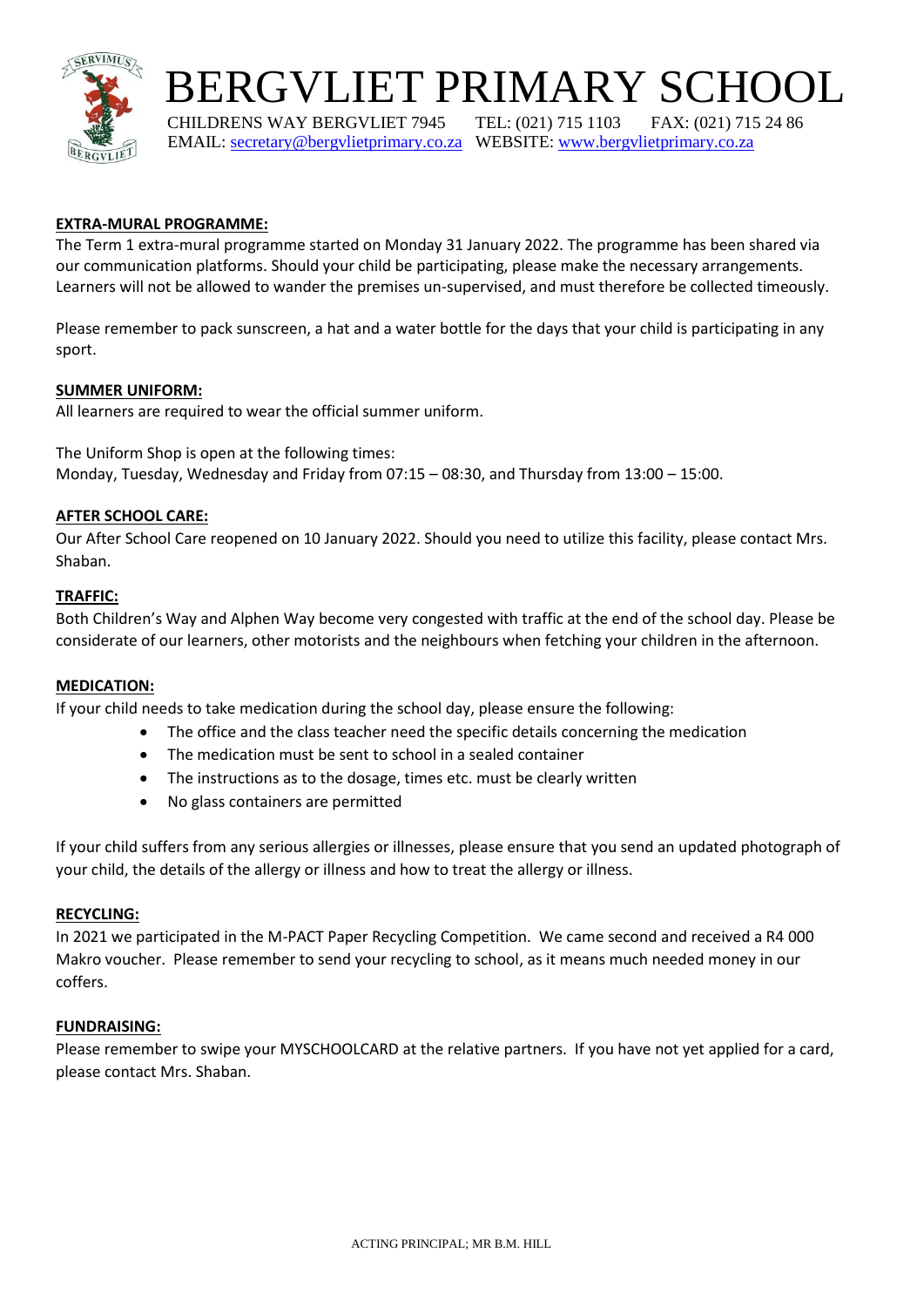# BERGVLIET PRIMARY SCHOOL

CHILDRENS WAY BERGVLIET 7945 TEL: (021) 715 1103 FAX: (021) 715 24 86
EMAIL: secretary@bergvlietprimary.co.za WEBSITE: www.bergvlietprimary.co.za

**EXTRA-MURAL PROGRAMME:**

The Term 1 extra-mural programme started on Monday 31 January 2022. The programme has been shared via our communication platforms. Should your child be participating, please make the necessary arrangements. Learners will not be allowed to wander the premises un-supervised, and must therefore be collected timeously.

Please remember to pack sunscreen, a hat and a water bottle for the days that your child is participating in any sport.

**SUMMER UNIFORM:**

All learners are required to wear the official summer uniform.

The Uniform Shop is open at the following times:
Monday, Tuesday, Wednesday and Friday from 07:15 – 08:30, and Thursday from 13:00 – 15:00.

**AFTER SCHOOL CARE:**

Our After School Care reopened on 10 January 2022. Should you need to utilize this facility, please contact Mrs. Shaban.

**TRAFFIC:**

Both Children's Way and Alphen Way become very congested with traffic at the end of the school day. Please be considerate of our learners, other motorists and the neighbours when fetching your children in the afternoon.

**MEDICATION:**

If your child needs to take medication during the school day, please ensure the following:

- The office and the class teacher need the specific details concerning the medication
- The medication must be sent to school in a sealed container
- The instructions as to the dosage, times etc. must be clearly written
- No glass containers are permitted

If your child suffers from any serious allergies or illnesses, please ensure that you send an updated photograph of your child, the details of the allergy or illness and how to treat the allergy or illness.

**RECYCLING:**

In 2021 we participated in the M-PACT Paper Recycling Competition. We came second and received a R4 000 Makro voucher. Please remember to send your recycling to school, as it means much needed money in our coffers.

**FUNDRAISING:**

Please remember to swipe your MYSCHOOLCARD at the relative partners. If you have not yet applied for a card, please contact Mrs. Shaban.

ACTING PRINCIPAL; MR B.M. HILL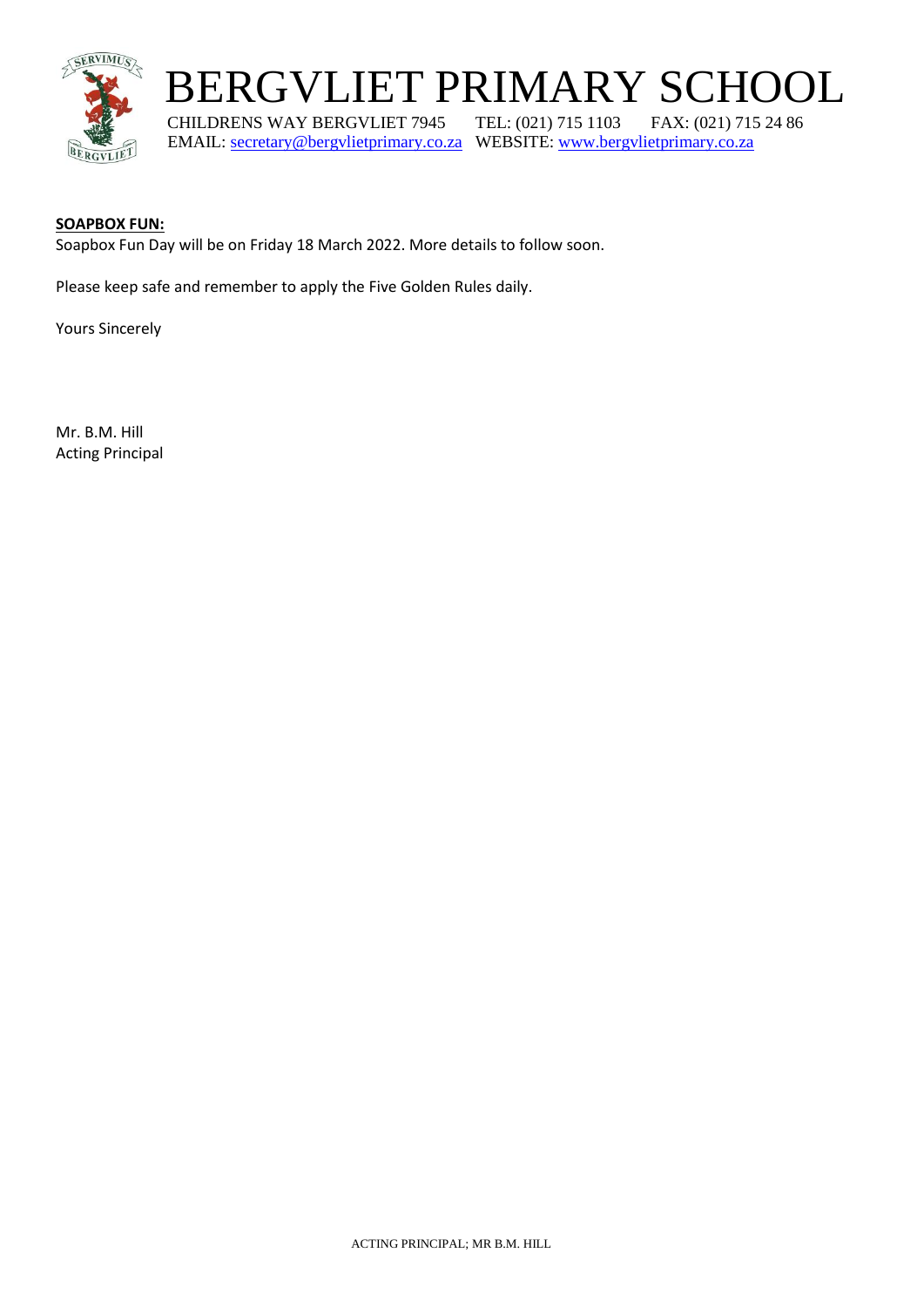# BERGVLIET PRIMARY SCHOOL

CHILDRENS WAY BERGVLIET 7945 TEL: (021) 715 1103 FAX: (021) 715 24 86
EMAIL: secretary@bergvlietprimary.co.za WEBSITE: www.bergvlietprimary.co.za

**SOAPBOX FUN:**

Soapbox Fun Day will be on Friday 18 March 2022. More details to follow soon.

Please keep safe and remember to apply the Five Golden Rules daily.

Yours Sincerely

Mr. B.M. Hill
Acting Principal